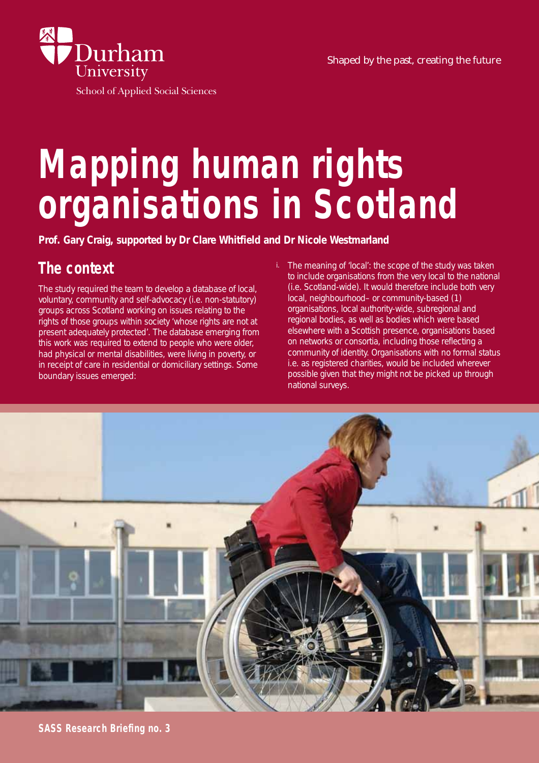Durham University

School of Applied Social Sciences

Shaped by the past, creating the future

# Mapping human rights organisations in Scotland

**Prof. Gary Craig, supported by Dr Clare Whitfield and Dr Nicole Westmarland**

## The context

The study required the team to develop a database of local, voluntary, community and self-advocacy (i.e. non-statutory) groups across Scotland working on issues relating to the rights of those groups within society 'whose rights are not at present adequately protected'. The database emerging from this work was required to extend to people who were older, had physical or mental disabilities, were living in poverty, or in receipt of care in residential or domiciliary settings. Some boundary issues emerged:

i. The meaning of 'local': the scope of the study was taken to include organisations from the very local to the national (i.e. Scotland-wide). It would therefore include both very local, neighbourhood– or community-based (1) organisations, local authority-wide, subregional and regional bodies, as well as bodies which were based elsewhere with a Scottish presence, organisations based on networks or consortia, including those reflecting a community of identity. Organisations with no formal status i.e. as registered charities, would be included wherever possible given that they might not be picked up through national surveys.

**SASS Research Briefing no. 3**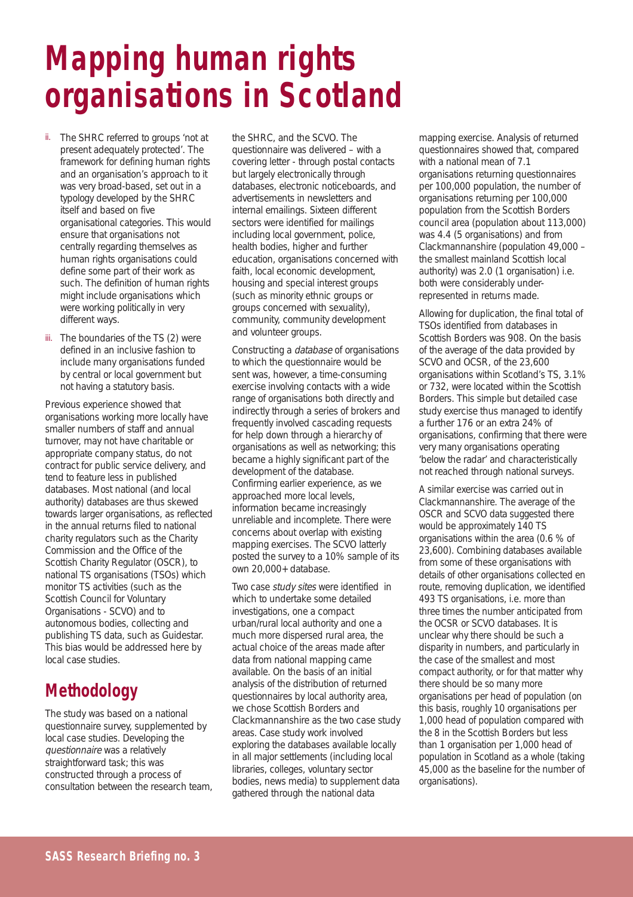# Mapping human rights organisations in Scotland

ii. The SHRC referred to groups 'not at present adequately protected'. The framework for defining human rights and an organisation's approach to it was very broad-based, set out in a typology developed by the SHRC itself and based on five organisational categories. This would ensure that organisations not centrally regarding themselves as human rights organisations could define some part of their work as such. The definition of human rights might include organisations which were working politically in very different ways.

iii. The boundaries of the TS (2) were defined in an inclusive fashion to include many organisations funded by central or local government but not having a statutory basis.

Previous experience showed that organisations working more locally have smaller numbers of staff and annual turnover, may not have charitable or appropriate company status, do not contract for public service delivery, and tend to feature less in published databases. Most national (and local authority) databases are thus skewed towards larger organisations, as reflected in the annual returns filed to national charity regulators such as the Charity Commission and the Office of the Scottish Charity Regulator (OSCR), to national TS organisations (TSOs) which monitor TS activities (such as the Scottish Council for Voluntary Organisations - SCVO) and to autonomous bodies, collecting and publishing TS data, such as Guidestar. This bias would be addressed here by local case studies.

## Methodology

The study was based on a national questionnaire survey, supplemented by local case studies. Developing the *questionnaire* was a relatively straightforward task; this was constructed through a process of consultation between the research team, the SHRC, and the SCVO. The questionnaire was delivered – with a covering letter - through postal contacts but largely electronically through databases, electronic noticeboards, and advertisements in newsletters and internal emailings. Sixteen different sectors were identified for mailings including local government, police, health bodies, higher and further education, organisations concerned with faith, local economic development, housing and special interest groups (such as minority ethnic groups or groups concerned with sexuality), community, community development and volunteer groups.

Constructing a *database* of organisations to which the questionnaire would be sent was, however, a time-consuming exercise involving contacts with a wide range of organisations both directly and indirectly through a series of brokers and frequently involved cascading requests for help down through a hierarchy of organisations as well as networking; this became a highly significant part of the development of the database. Confirming earlier experience, as we approached more local levels, information became increasingly unreliable and incomplete. There were concerns about overlap with existing mapping exercises. The SCVO latterly posted the survey to a 10% sample of its own 20,000+ database.

Two case *study sites* were identified in which to undertake some detailed investigations, one a compact urban/rural local authority and one a much more dispersed rural area, the actual choice of the areas made after data from national mapping came available. On the basis of an initial analysis of the distribution of returned questionnaires by local authority area, we chose Scottish Borders and Clackmannanshire as the two case study areas. Case study work involved exploring the databases available locally in all major settlements (including local libraries, colleges, voluntary sector bodies, news media) to supplement data gathered through the national data mapping exercise. Analysis of returned questionnaires showed that, compared with a national mean of 7.1 organisations returning questionnaires per 100,000 population, the number of organisations returning per 100,000 population from the Scottish Borders council area (population about 113,000) was 4.4 (5 organisations) and from Clackmannanshire (population 49,000 – the smallest mainland Scottish local authority) was 2.0 (1 organisation) i.e. both were considerably under-represented in returns made.

Allowing for duplication, the final total of TSOs identified from databases in Scottish Borders was 908. On the basis of the average of the data provided by SCVO and OCSR, of the 23,600 organisations within Scotland's TS, 3.1% or 732, were located within the Scottish Borders. This simple but detailed case study exercise thus managed to identify a further 176 or an extra 24% of organisations, confirming that there were very many organisations operating 'below the radar' and characteristically not reached through national surveys.

A similar exercise was carried out in Clackmannanshire. The average of the OSCR and SCVO data suggested there would be approximately 140 TS organisations within the area (0.6 % of 23,600). Combining databases available from some of these organisations with details of other organisations collected en route, removing duplication, we identified 493 TS organisations, i.e. more than three times the number anticipated from the OCSR or SCVO databases. It is unclear why there should be such a disparity in numbers, and particularly in the case of the smallest and most compact authority, or for that matter why there should be so many more organisations per head of population (on this basis, roughly 10 organisations per 1,000 head of population compared with the 8 in the Scottish Borders but less than 1 organisation per 1,000 head of population in Scotland as a whole (taking 45,000 as the baseline for the number of organisations).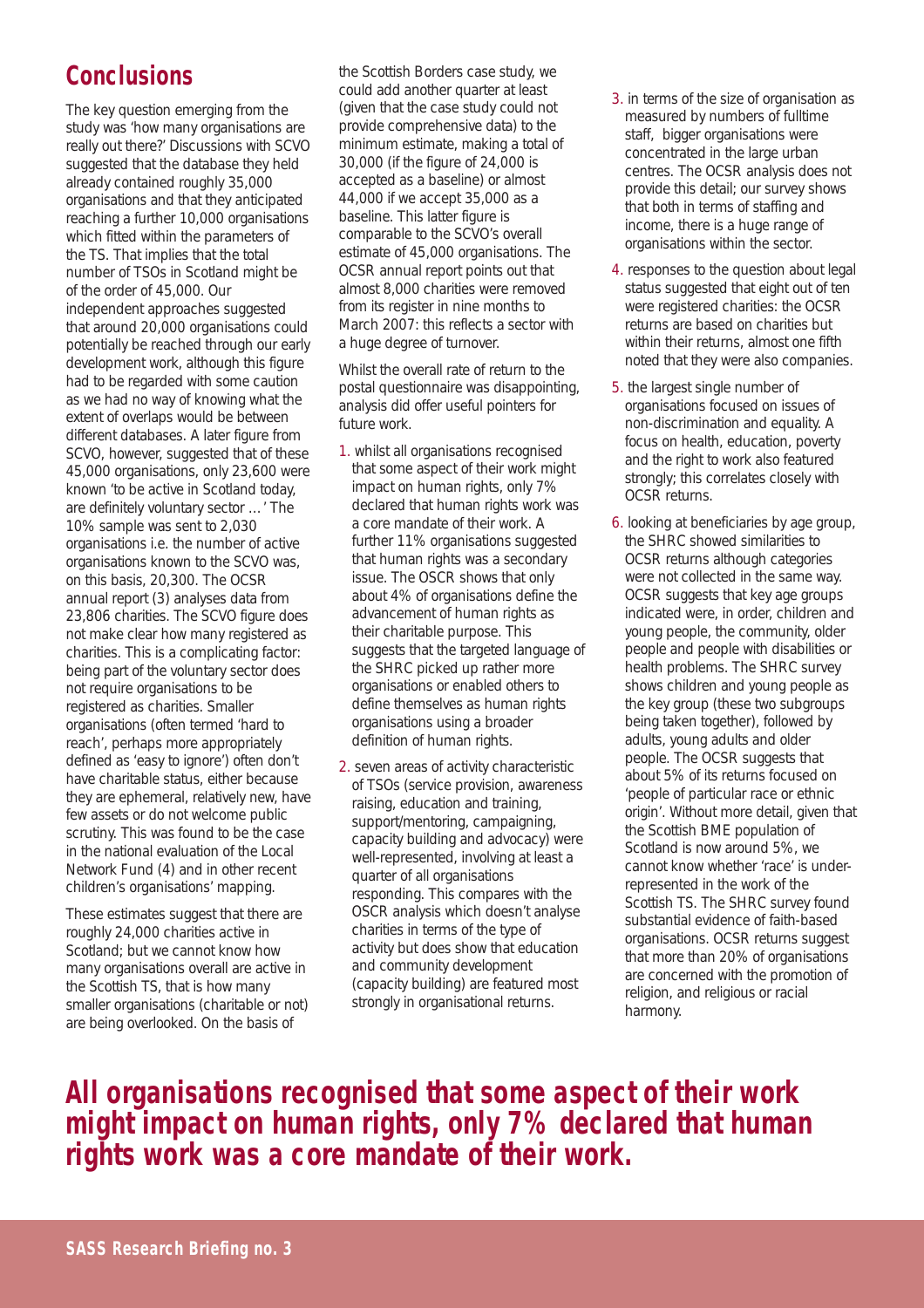## Conclusions

The key question emerging from the study was 'how many organisations are really out there?' Discussions with SCVO suggested that the database they held already contained roughly 35,000 organisations and that they anticipated reaching a further 10,000 organisations which fitted within the parameters of the TS. That implies that the total number of TSOs in Scotland might be of the order of 45,000. Our independent approaches suggested that around 20,000 organisations could potentially be reached through our early development work, although this figure had to be regarded with some caution as we had no way of knowing what the extent of overlaps would be between different databases. A later figure from SCVO, however, suggested that of these 45,000 organisations, only 23,600 were known 'to be active in Scotland today, are definitely voluntary sector … ' The 10% sample was sent to 2,030 organisations i.e. the number of active organisations known to the SCVO was, on this basis, 20,300. The OCSR annual report (3) analyses data from 23,806 charities. The SCVO figure does not make clear how many registered as charities. This is a complicating factor: being part of the voluntary sector does not require organisations to be registered as charities. Smaller organisations (often termed 'hard to reach', perhaps more appropriately defined as 'easy to ignore') often don't have charitable status, either because they are ephemeral, relatively new, have few assets or do not welcome public scrutiny. This was found to be the case in the national evaluation of the Local Network Fund (4) and in other recent children's organisations' mapping.

These estimates suggest that there are roughly 24,000 charities active in Scotland; but we cannot know how many organisations overall are active in the Scottish TS, that is how many smaller organisations (charitable or not) are being overlooked. On the basis of the Scottish Borders case study, we could add another quarter at least (given that the case study could not provide comprehensive data) to the minimum estimate, making a total of 30,000 (if the figure of 24,000 is accepted as a baseline) or almost 44,000 if we accept 35,000 as a baseline. This latter figure is comparable to the SCVO's overall estimate of 45,000 organisations. The OCSR annual report points out that almost 8,000 charities were removed from its register in nine months to March 2007: this reflects a sector with a huge degree of turnover.

Whilst the overall rate of return to the postal questionnaire was disappointing, analysis did offer useful pointers for future work.

1. whilst all organisations recognised that some aspect of their work might impact on human rights, only 7% declared that human rights work was a core mandate of their work. A further 11% organisations suggested that human rights was a secondary issue. The OSCR shows that only about 4% of organisations define the advancement of human rights as their charitable purpose. This suggests that the targeted language of the SHRC picked up rather more organisations or enabled others to define themselves as human rights organisations using a broader definition of human rights.
2. seven areas of activity characteristic of TSOs (service provision, awareness raising, education and training, support/mentoring, campaigning, capacity building and advocacy) were well-represented, involving at least a quarter of all organisations responding. This compares with the OSCR analysis which doesn't analyse charities in terms of the type of activity but does show that education and community development (capacity building) are featured most strongly in organisational returns.
3. in terms of the size of organisation as measured by numbers of fulltime staff, bigger organisations were concentrated in the large urban centres. The OCSR analysis does not provide this detail; our survey shows that both in terms of staffing and income, there is a huge range of organisations within the sector.
4. responses to the question about legal status suggested that eight out of ten were registered charities: the OCSR returns are based on charities but within their returns, almost one fifth noted that they were also companies.
5. the largest single number of organisations focused on issues of non-discrimination and equality. A focus on health, education, poverty and the right to work also featured strongly; this correlates closely with OCSR returns.
6. looking at beneficiaries by age group, the SHRC showed similarities to OCSR returns although categories were not collected in the same way. OCSR suggests that key age groups indicated were, in order, children and young people, the community, older people and people with disabilities or health problems. The SHRC survey shows children and young people as the key group (these two subgroups being taken together), followed by adults, young adults and older people. The OCSR suggests that about 5% of its returns focused on 'people of particular race or ethnic origin'. Without more detail, given that the Scottish BME population of Scotland is now around 5%, we cannot know whether 'race' is under-represented in the work of the Scottish TS. The SHRC survey found substantial evidence of faith-based organisations. OCSR returns suggest that more than 20% of organisations are concerned with the promotion of religion, and religious or racial harmony.

**All organisations recognised that some aspect of their work might impact on human rights, only 7% declared that human rights work was a core mandate of their work.**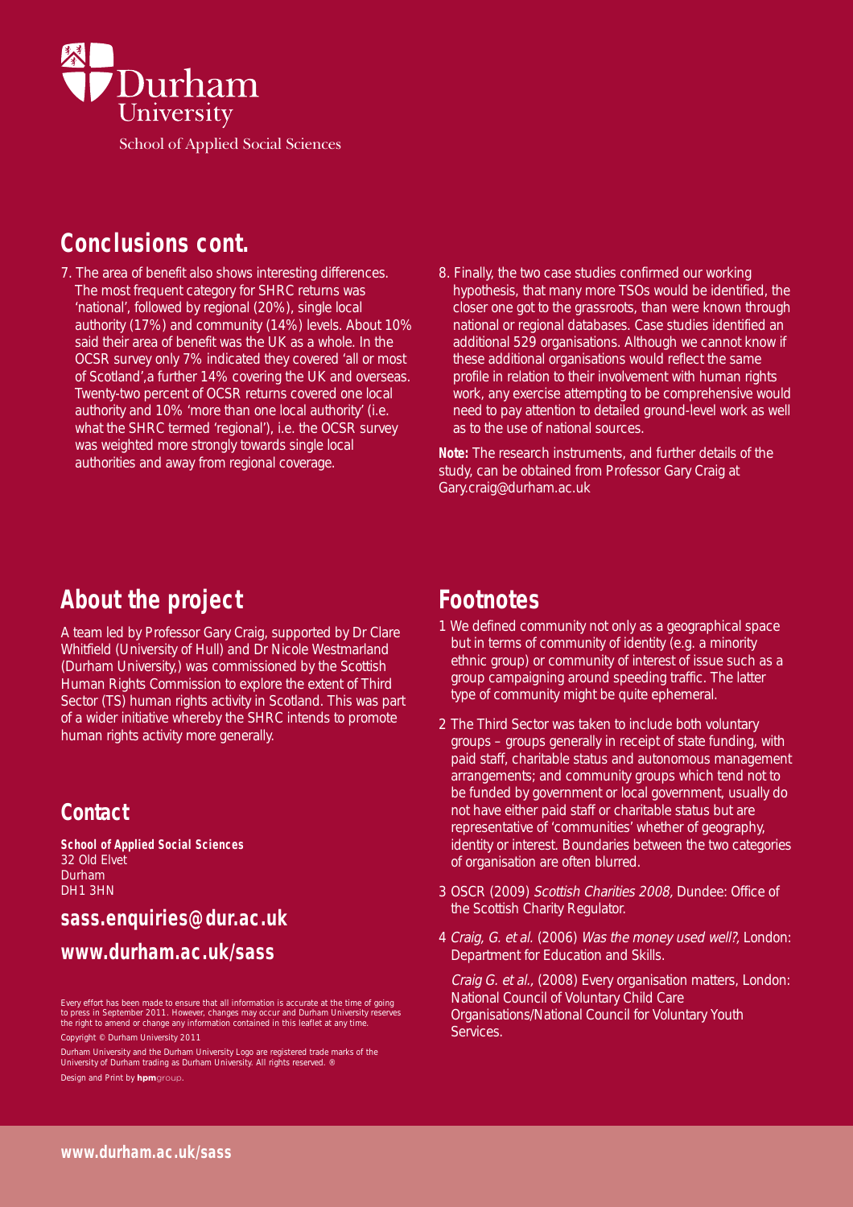Durham University

School of Applied Social Sciences

## Conclusions cont.

7. The area of benefit also shows interesting differences. The most frequent category for SHRC returns was 'national', followed by regional (20%), single local authority (17%) and community (14%) levels. About 10% said their area of benefit was the UK as a whole. In the OCSR survey only 7% indicated they covered 'all or most of Scotland',a further 14% covering the UK and overseas. Twenty-two percent of OCSR returns covered one local authority and 10% 'more than one local authority' (i.e. what the SHRC termed 'regional'), i.e. the OCSR survey was weighted more strongly towards single local authorities and away from regional coverage.

8. Finally, the two case studies confirmed our working hypothesis, that many more TSOs would be identified, the closer one got to the grassroots, than were known through national or regional databases. Case studies identified an additional 529 organisations. Although we cannot know if these additional organisations would reflect the same profile in relation to their involvement with human rights work, any exercise attempting to be comprehensive would need to pay attention to detailed ground-level work as well as to the use of national sources.

**Note:** The research instruments, and further details of the study, can be obtained from Professor Gary Craig at Gary.craig@durham.ac.uk

## About the project

A team led by Professor Gary Craig, supported by Dr Clare Whitfield (University of Hull) and Dr Nicole Westmarland (Durham University,) was commissioned by the Scottish Human Rights Commission to explore the extent of Third Sector (TS) human rights activity in Scotland. This was part of a wider initiative whereby the SHRC intends to promote human rights activity more generally.

### Contact

**School of Applied Social Sciences**
32 Old Elvet
Durham
DH1 3HN

### sass.enquiries@dur.ac.uk

### www.durham.ac.uk/sass

Every effort has been made to ensure that all information is accurate at the time of going to press in September 2011. However, changes may occur and Durham University reserves the right to amend or change any information contained in this leaflet at any time.

Copyright © Durham University 2011

Durham University and the Durham University Logo are registered trade marks of the University of Durham trading as Durham University. All rights reserved. ®

Design and Print by **hpm**group.

## Footnotes

1 We defined community not only as a geographical space but in terms of community of identity (e.g. a minority ethnic group) or community of interest of issue such as a group campaigning around speeding traffic. The latter type of community might be quite ephemeral.

2 The Third Sector was taken to include both voluntary groups – groups generally in receipt of state funding, with paid staff, charitable status and autonomous management arrangements; and community groups which tend not to be funded by government or local government, usually do not have either paid staff or charitable status but are representative of 'communities' whether of geography, identity or interest. Boundaries between the two categories of organisation are often blurred.

3 OSCR (2009) *Scottish Charities 2008,* Dundee: Office of the Scottish Charity Regulator.

4 *Craig, G. et al.* (2006) *Was the money used well?,* London: Department for Education and Skills.

*Craig G. et al.,* (2008) Every organisation matters, London: National Council of Voluntary Child Care Organisations/National Council for Voluntary Youth Services.